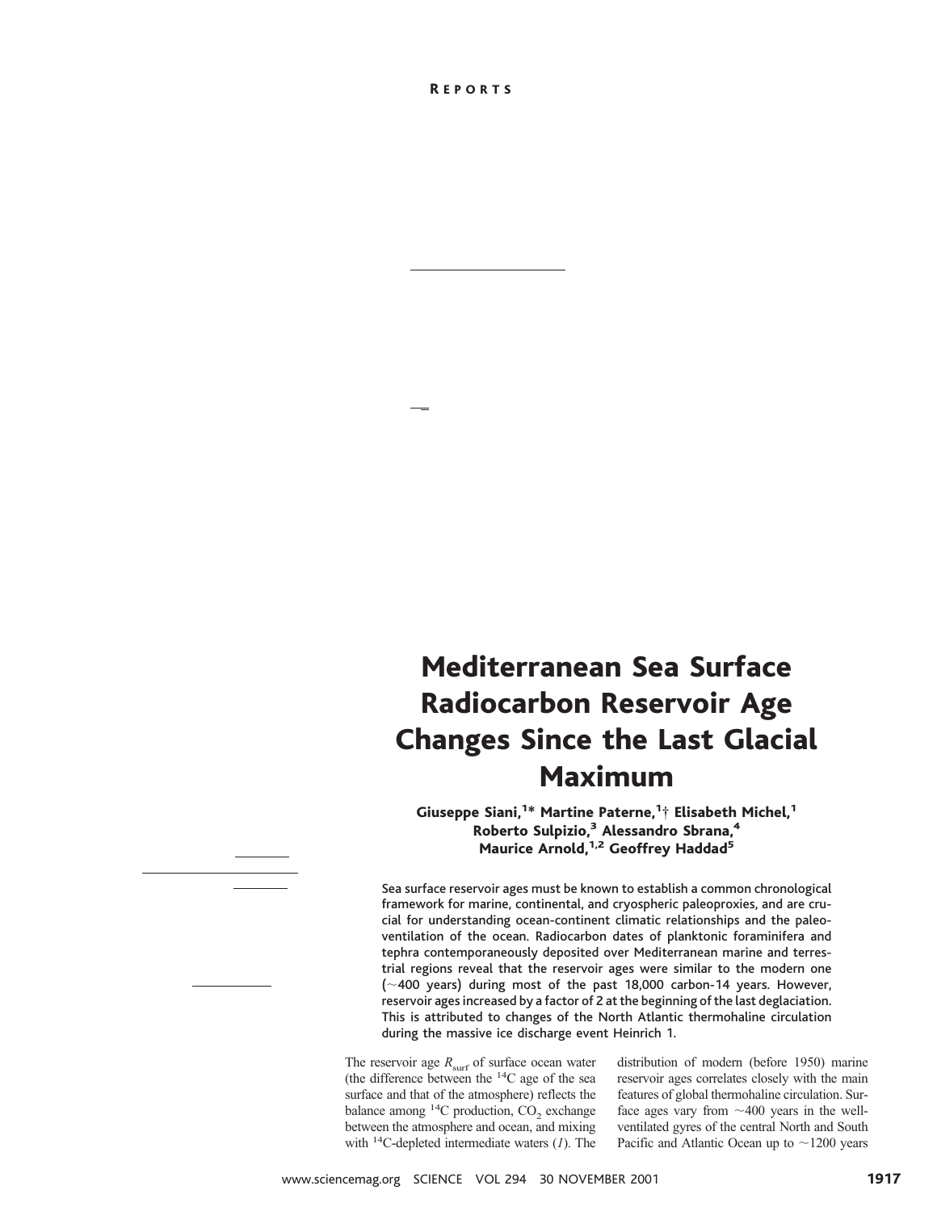# Mediterranean Sea Surface Radiocarbon Reservoir Age Changes Since the Last Glacial Maximum

**Giuseppe Siani,[1]* Martine Paterne,[1]† Elisabeth Michel,[1] Roberto Sulpizio,[3] Alessandro Sbrana,[4] Maurice Arnold,[1,2] Geoffrey Haddad[5]**

**Sea surface reservoir ages must be known to establish a common chronological framework for marine, continental, and cryospheric paleoproxies, and are crucial for understanding ocean-continent climatic relationships and the paleoventilation of the ocean. Radiocarbon dates of planktonic foraminifera and tephra contemporaneously deposited over Mediterranean marine and terrestrial regions reveal that the reservoir ages were similar to the modern one (~400 years) during most of the past 18,000 carbon-14 years. However, reservoir ages increased by a factor of 2 at the beginning of the last deglaciation. This is attributed to changes of the North Atlantic thermohaline circulation during the massive ice discharge event Heinrich 1.**

The reservoir age $R_{surf}$ of surface ocean water (the difference between the $^{14}C$ age of the sea surface and that of the atmosphere) reflects the balance among $^{14}C$ production, $CO_2$ exchange between the atmosphere and ocean, and mixing with $^{14}C$-depleted intermediate waters (*1*). The distribution of modern (before 1950) marine reservoir ages correlates closely with the main features of global thermohaline circulation. Surface ages vary from ~400 years in the well-ventilated gyres of the central North and South Pacific and Atlantic Ocean up to ~1200 years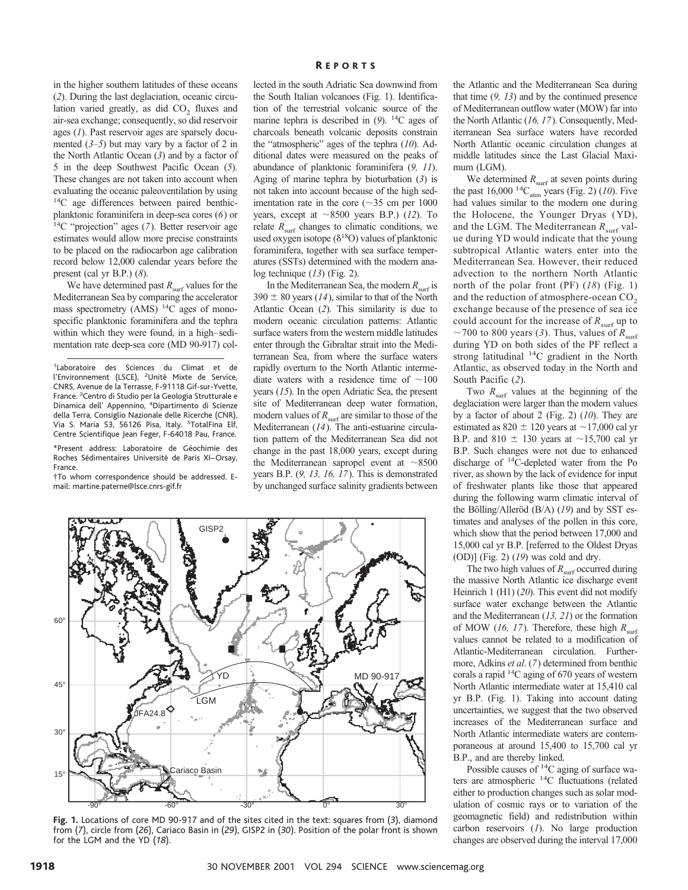in the higher southern latitudes of these oceans (*2*). During the last deglaciation, oceanic circulation varied greatly, as did $CO_2$ fluxes and air-sea exchange; consequently, so did reservoir ages (*1*). Past reservoir ages are sparsely documented (*3–5*) but may vary by a factor of 2 in the North Atlantic Ocean (*3*) and by a factor of 5 in the deep Southwest Pacific Ocean (*5*). These changes are not taken into account when evaluating the oceanic paleoventilation by using $^{14}C$ age differences between paired benthic-planktonic foraminifera in deep-sea cores (*6*) or $^{14}C$ "projection" ages (*7*). Better reservoir age estimates would allow more precise constraints to be placed on the radiocarbon age calibration record below 12,000 calendar years before the present (cal yr B.P.) (*8*).

We have determined past $R_{surf}$ values for the Mediterranean Sea by comparing the accelerator mass spectrometry (AMS) $^{14}C$ ages of monospecific planktonic foraminifera and the tephra within which they were found, in a high–sedimentation rate deep-sea core (MD 90-917) collected in the south Adriatic Sea downwind from the South Italian volcanoes (Fig. 1). Identification of the terrestrial volcanic source of the marine tephra is described in (*9*). $^{14}C$ ages of charcoals beneath volcanic deposits constrain the "atmospheric" ages of the tephra (*10*). Additional dates were measured on the peaks of abundance of planktonic foraminifera (*9, 11*). Aging of marine tephra by bioturbation (*3*) is not taken into account because of the high sedimentation rate in the core (~35 cm per 1000 years, except at ~8500 years B.P.) (*12*). To relate $R_{surf}$ changes to climatic conditions, we used oxygen isotope ($\delta^{18}O$) values of planktonic foraminifera, together with sea surface temperatures (SSTs) determined with the modern analog technique (*13*) (Fig. 2).

In the Mediterranean Sea, the modern $R_{surf}$ is 390 ± 80 years (*14*), similar to that of the North Atlantic Ocean (*2*). This similarity is due to modern oceanic circulation patterns: Atlantic surface waters from the western middle latitudes enter through the Gibraltar strait into the Mediterranean Sea, from where the surface waters rapidly overturn to the North Atlantic intermediate waters with a residence time of ~100 years (*15*). In the open Adriatic Sea, the present site of Mediterranean deep water formation, modern values of $R_{surf}$ are similar to those of the Mediterranean (*14*). The anti-estuarine circulation pattern of the Mediterranean Sea did not change in the past 18,000 years, except during the Mediterranean sapropel event at ~8500 years B.P. (*9, 13, 16, 17*). This is demonstrated by unchanged surface salinity gradients between the Atlantic and the Mediterranean Sea during that time (*9, 13*) and by the continued presence of Mediterranean outflow water (MOW) far into the North Atlantic (*16, 17*). Consequently, Mediterranean Sea surface waters have recorded North Atlantic oceanic circulation changes at middle latitudes since the Last Glacial Maximum (LGM).

We determined $R_{surf}$ at seven points during the past 16,000 $^{14}C_{atm}$ years (Fig. 2) (*10*). Five had values similar to the modern one during the Holocene, the Younger Dryas (YD), and the LGM. The Mediterranean $R_{surf}$ value during YD would indicate that the young subtropical Atlantic waters enter into the Mediterranean Sea. However, their reduced advection to the northern North Atlantic north of the polar front (PF) (*18*) (Fig. 1) and the reduction of atmosphere-ocean $CO_2$ exchange because of the presence of sea ice could account for the increase of $R_{surf}$ up to ~700 to 800 years (*3*). Thus, values of $R_{surf}$ during YD on both sides of the PF reflect a strong latitudinal $^{14}C$ gradient in the North Atlantic, as observed today in the North and South Pacific (*2*).

Two $R_{surf}$ values at the beginning of the deglaciation were larger than the modern values by a factor of about 2 (Fig. 2) (*10*). They are estimated as 820 ± 120 years at ~17,000 cal yr B.P. and 810 ± 130 years at ~15,700 cal yr B.P. Such changes were not due to enhanced discharge of $^{14}C$-depleted water from the Po river, as shown by the lack of evidence for input of freshwater plants like those that appeared during the following warm climatic interval of the Bölling/Alleröd (B/A) (*19*) and by SST estimates and analyses of the pollen in this core, which show that the period between 17,000 and 15,000 cal yr B.P. [referred to the Oldest Dryas (OD)] (Fig. 2) (*19*) was cold and dry.

The two high values of $R_{surf}$ occurred during the massive North Atlantic ice discharge event Heinrich 1 (H1) (*20*). This event did not modify surface water exchange between the Atlantic and the Mediterranean (*13, 21*) or the formation of MOW (*16, 17*). Therefore, these high $R_{surf}$ values cannot be related to a modification of Atlantic-Mediterranean circulation. Furthermore, Adkins *et al*. (*7*) determined from benthic corals a rapid $^{14}C$ aging of 670 years of western North Atlantic intermediate water at 15,410 cal yr B.P. (Fig. 1). Taking into account dating uncertainties, we suggest that the two observed increases of the Mediterranean surface and North Atlantic intermediate waters are contemporaneous at around 15,400 to 15,700 cal yr B.P., and are thereby linked.

Possible causes of $^{14}C$ aging of surface waters are atmospheric $^{14}C$ fluctuations (related either to production changes such as solar modulation of cosmic rays or to variation of the geomagnetic field) and redistribution within carbon reservoirs (*1*). No large production changes are observed during the interval 17,000

**Fig. 1.** Locations of core MD 90-917 and of the sites cited in the text: squares from (*3*), diamond from (*7*), circle from (*26*), Cariaco Basin in (*29*), GISP2 in (*30*). Position of the polar front is shown for the LGM and the YD (*18*).

[1]Laboratoire des Sciences du Climat et de l'Environnement (LSCE), [2]Unité Mixte de Service, CNRS, Avenue de la Terrasse, F-91118 Gif-sur-Yvette, France. [3]Centro di Studio per la Geologia Strutturale e Dinamica dell' Appennino, [4]Dipartimento di Scienze della Terra, Consiglio Nazionale delle Ricerche (CNR), Via S. Maria 53, 56126 Pisa, Italy. [5]TotalFina Elf, Centre Scientifique Jean Feger, F-64018 Pau, France.

*Present address: Laboratoire de Géochimie des Roches Sédimentaires Université de Paris XI–Orsay, France.

†To whom correspondence should be addressed. E-mail: martine.paterne@lsce.cnrs-gif.fr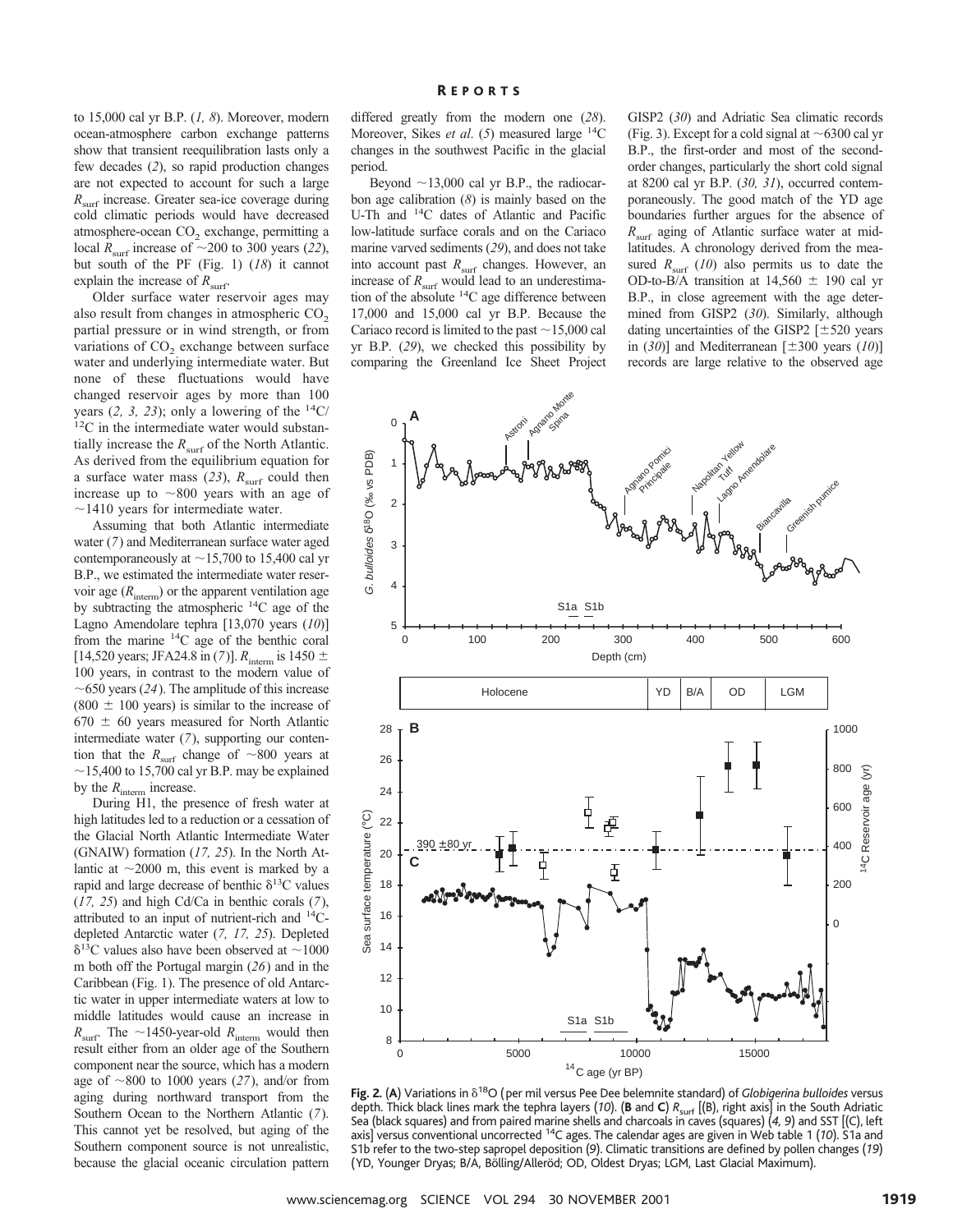to 15,000 cal yr B.P. (*1, 8*). Moreover, modern ocean-atmosphere carbon exchange patterns show that transient reequilibration lasts only a few decades (*2*), so rapid production changes are not expected to account for such a large $R_{surf}$ increase. Greater sea-ice coverage during cold climatic periods would have decreased atmosphere-ocean $CO_2$ exchange, permitting a local $R_{surf}$ increase of ~200 to 300 years (*22*), but south of the PF (Fig. 1) (*18*) it cannot explain the increase of $R_{surf}$.

Older surface water reservoir ages may also result from changes in atmospheric $CO_2$ partial pressure or in wind strength, or from variations of $CO_2$ exchange between surface water and underlying intermediate water. But none of these fluctuations would have changed reservoir ages by more than 100 years (*2, 3, 23*); only a lowering of the $^{14}C/^{12}C$ in the intermediate water would substantially increase the $R_{surf}$ of the North Atlantic. As derived from the equilibrium equation for a surface water mass (*23*), $R_{surf}$ could then increase up to ~800 years with an age of ~1410 years for intermediate water.

Assuming that both Atlantic intermediate water (*7*) and Mediterranean surface water aged contemporaneously at ~15,700 to 15,400 cal yr B.P., we estimated the intermediate water reservoir age ($R_{interm}$) or the apparent ventilation age by subtracting the atmospheric $^{14}C$ age of the Lagno Amendolare tephra [13,070 years (*10*)] from the marine $^{14}C$ age of the benthic coral [14,520 years; JFA24.8 in (*7*)]. $R_{interm}$ is 1450 ± 100 years, in contrast to the modern value of ~650 years (*24*). The amplitude of this increase (800 ± 100 years) is similar to the increase of 670 ± 60 years measured for North Atlantic intermediate water (*7*), supporting our contention that the $R_{surf}$ change of ~800 years at ~15,400 to 15,700 cal yr B.P. may be explained by the $R_{interm}$ increase.

During H1, the presence of fresh water at high latitudes led to a reduction or a cessation of the Glacial North Atlantic Intermediate Water (GNAIW) formation (*17, 25*). In the North Atlantic at ~2000 m, this event is marked by a rapid and large decrease of benthic $\delta^{13}C$ values (*17, 25*) and high Cd/Ca in benthic corals (*7*), attributed to an input of nutrient-rich and $^{14}C$-depleted Antarctic water (*7, 17, 25*). Depleted $\delta^{13}C$ values also have been observed at ~1000 m both off the Portugal margin (*26*) and in the Caribbean (Fig. 1). The presence of old Antarctic water in upper intermediate waters at low to middle latitudes would cause an increase in $R_{surf}$. The ~1450-year-old $R_{interm}$ would then result either from an older age of the Southern component near the source, which has a modern age of ~800 to 1000 years (*27*), and/or from aging during northward transport from the Southern Ocean to the Northern Atlantic (*7*). This cannot yet be resolved, but aging of the Southern component source is not unrealistic, because the glacial oceanic circulation pattern differed greatly from the modern one (*28*). Moreover, Sikes *et al.* (*5*) measured large $^{14}C$ changes in the southwest Pacific in the glacial period.

Beyond ~13,000 cal yr B.P., the radiocarbon age calibration (*8*) is mainly based on the U-Th and $^{14}C$ dates of Atlantic and Pacific low-latitude surface corals and on the Cariaco marine varved sediments (*29*), and does not take into account past $R_{surf}$ changes. However, an increase of $R_{surf}$ would lead to an underestimation of the absolute $^{14}C$ age difference between 17,000 and 15,000 cal yr B.P. Because the Cariaco record is limited to the past ~15,000 cal yr B.P. (*29*), we checked this possibility by comparing the Greenland Ice Sheet Project GISP2 (*30*) and Adriatic Sea climatic records (Fig. 3). Except for a cold signal at ~6300 cal yr B.P., the first-order and most of the second-order changes, particularly the short cold signal at 8200 cal yr B.P. (*30, 31*), occurred contemporaneously. The good match of the YD age boundaries further argues for the absence of $R_{surf}$ aging of Atlantic surface water at mid-latitudes. A chronology derived from the measured $R_{surf}$ (*10*) also permits us to date the OD-to-B/A transition at 14,560 ± 190 cal yr B.P., in close agreement with the age determined from GISP2 (*30*). Similarly, although dating uncertainties of the GISP2 [±520 years in (*30*)] and Mediterranean [±300 years (*10*)] records are large relative to the observed age

**Fig. 2.** (**A**) Variations in $\delta^{18}O$ (per mil versus Pee Dee belemnite standard) of *Globigerina bulloides* versus depth. Thick black lines mark the tephra layers (*10*). (**B** and **C**) $R_{surf}$ [(B), right axis] in the South Adriatic Sea (black squares) and from paired marine shells and charcoals in caves (squares) (*4, 9*) and SST [(C), left axis] versus conventional uncorrected $^{14}C$ ages. The calendar ages are given in Web table 1 (*10*). S1a and S1b refer to the two-step sapropel deposition (9). Climatic transitions are defined by pollen changes (*19*) (YD, Younger Dryas; B/A, Bölling/Alleröd; OD, Oldest Dryas; LGM, Last Glacial Maximum).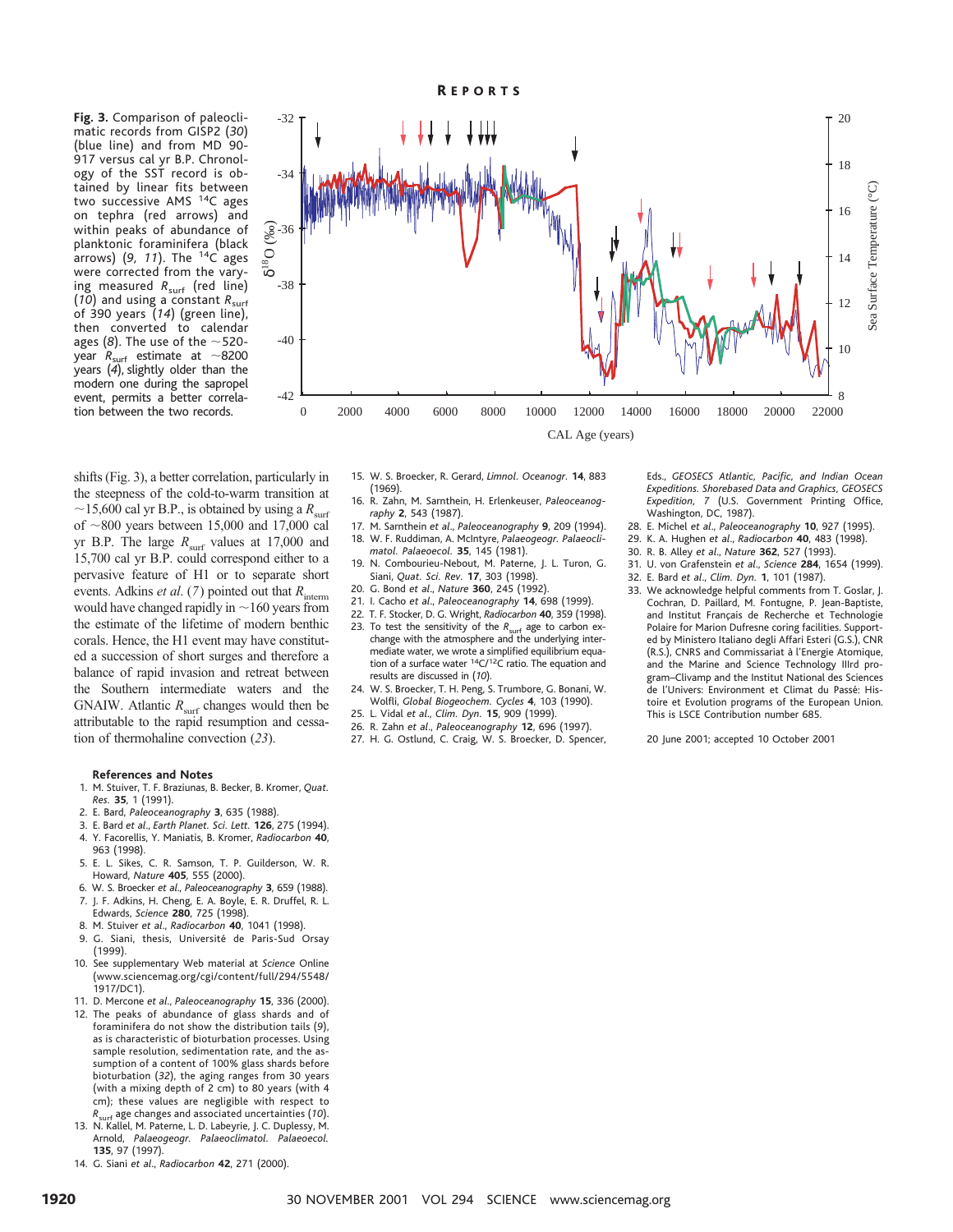**Fig. 3.** Comparison of paleoclimatic records from GISP2 (*30*) (blue line) and from MD 90-917 versus cal yr B.P. Chronology of the SST record is obtained by linear fits between two successive AMS $^{14}C$ ages on tephra (red arrows) and within peaks of abundance of planktonic foraminifera (black arrows) (*9, 11*). The $^{14}C$ ages were corrected from the varying measured $R_{surf}$ (red line) (*10*) and using a constant $R_{surf}$ of 390 years (*14*) (green line), then converted to calendar ages (*8*). The use of the ~520-year $R_{surf}$ estimate at ~8200 years (*4*), slightly older than the modern one during the sapropel event, permits a better correlation between the two records.

δ18O (‰)
-32
-34
-36
-38
-40
-42
0 2000 4000 6000 8000 10000 12000 14000 16000 18000 20000 22000
CAL Age (years)
Sea Surface Temperature (°C)
20
18
16
14
12
10
8

shifts (Fig. 3), a better correlation, particularly in the steepness of the cold-to-warm transition at ~15,600 cal yr B.P., is obtained by using a $R_{surf}$ of ~800 years between 15,000 and 17,000 cal yr B.P. The large $R_{surf}$ values at 17,000 and 15,700 cal yr B.P. could correspond either to a pervasive feature of H1 or to separate short events. Adkins *et al*. (*7*) pointed out that $R_{interm}$ would have changed rapidly in ~160 years from the estimate of the lifetime of modern benthic corals. Hence, the H1 event may have constituted a succession of short surges and therefore a balance of rapid invasion and retreat between the Southern intermediate waters and the GNAIW. Atlantic $R_{surf}$ changes would then be attributable to the rapid resumption and cessation of thermohaline convection (*23*).

### References and Notes

1. M. Stuiver, T. F. Braziunas, B. Becker, B. Kromer, *Quat. Res.* **35**, 1 (1991).
2. E. Bard, *Paleoceanography* **3**, 635 (1988).
3. E. Bard *et al*., *Earth Planet. Sci. Lett.* **126**, 275 (1994).
4. Y. Facorellis, Y. Maniatis, B. Kromer, *Radiocarbon* **40**, 963 (1998).
5. E. L. Sikes, C. R. Samson, T. P. Guilderson, W. R. Howard, *Nature* **405**, 555 (2000).
6. W. S. Broecker *et al*., *Paleoceanography* **3**, 659 (1988).
7. J. F. Adkins, H. Cheng, E. A. Boyle, E. R. Druffel, R. L. Edwards, *Science* **280**, 725 (1998).
8. M. Stuiver *et al*., *Radiocarbon* **40**, 1041 (1998).
9. G. Siani, thesis, Université de Paris-Sud Orsay (1999).
10. See supplementary Web material at *Science* Online (www.sciencemag.org/cgi/content/full/294/5548/1917/DC1).
11. D. Mercone *et al*., *Paleoceanography* **15**, 336 (2000).
12. The peaks of abundance of glass shards and of foraminifera do not show the distribution tails (*9*), as is characteristic of bioturbation processes. Using sample resolution, sedimentation rate, and the assumption of a content of 100% glass shards before bioturbation (*32*), the aging ranges from 30 years (with a mixing depth of 2 cm) to 80 years (with 4 cm); these values are negligible with respect to $R_{surf}$ age changes and associated uncertainties (*10*).
13. N. Kallel, M. Paterne, L. D. Labeyrie, J. C. Duplessy, M. Arnold, *Palaeogeogr. Palaeoclimatol. Palaeoecol.* **135**, 97 (1997).
14. G. Siani *et al*., *Radiocarbon* **42**, 271 (2000).
15. W. S. Broecker, R. Gerard, *Limnol. Oceanogr.* **14**, 883 (1969).
16. R. Zahn, M. Sarnthein, H. Erlenkeuser, *Paleoceanography* **2**, 543 (1987).
17. M. Sarnthein *et al*., *Paleoceanography* **9**, 209 (1994).
18. W. F. Ruddiman, A. McIntyre, *Palaeogeogr. Palaeoclimatol. Palaeoecol.* **35**, 145 (1981).
19. N. Combourieu-Nebout, M. Paterne, J. L. Turon, G. Siani, *Quat. Sci. Rev.* **17**, 303 (1998).
20. G. Bond *et al*., *Nature* **360**, 245 (1992).
21. I. Cacho *et al*., *Paleoceanography* **14**, 698 (1999).
22. T. F. Stocker, D. G. Wright, *Radiocarbon* **40**, 359 (1998).
23. To test the sensitivity of the $R_{surf}$ age to carbon exchange with the atmosphere and the underlying intermediate water, we wrote a simplified equilibrium equation of a surface water $^{14}C/^{12}C$ ratio. The equation and results are discussed in (*10*).
24. W. S. Broecker, T. H. Peng, S. Trumbore, G. Bonani, W. Wolfli, *Global Biogeochem. Cycles* **4**, 103 (1990).
25. L. Vidal *et al*., *Clim. Dyn.* **15**, 909 (1999).
26. R. Zahn *et al*., *Paleoceanography* **12**, 696 (1997).
27. H. G. Ostlund, C. Craig, W. S. Broecker, D. Spencer, Eds., *GEOSECS Atlantic, Pacific, and Indian Ocean Expeditions. Shorebased Data and Graphics, GEOSECS Expedition, 7* (U.S. Government Printing Office, Washington, DC, 1987).
28. E. Michel *et al*., *Paleoceanography* **10**, 927 (1995).
29. K. A. Hughen *et al*., *Radiocarbon* **40**, 483 (1998).
30. R. B. Alley *et al*., *Nature* **362**, 527 (1993).
31. U. von Grafenstein *et al*., *Science* **284**, 1654 (1999).
32. E. Bard *et al*., *Clim. Dyn.* **1**, 101 (1987).
33. We acknowledge helpful comments from T. Goslar, J. Cochran, D. Paillard, M. Fontugne, P. Jean-Baptiste, and Institut Français de Recherche et Technologie Polaire for Marion Dufresne coring facilities. Supported by Ministero Italiano degli Affari Esteri (G.S.), CNR (R.S.), CNRS and Commissariat à l'Energie Atomique, and the Marine and Science Technology IIIrd program–Clivamp and the Institut National des Sciences de l'Univers: Environment et Climat du Passé: Histoire et Evolution programs of the European Union. This is LSCE Contribution number 685.

20 June 2001; accepted 10 October 2001